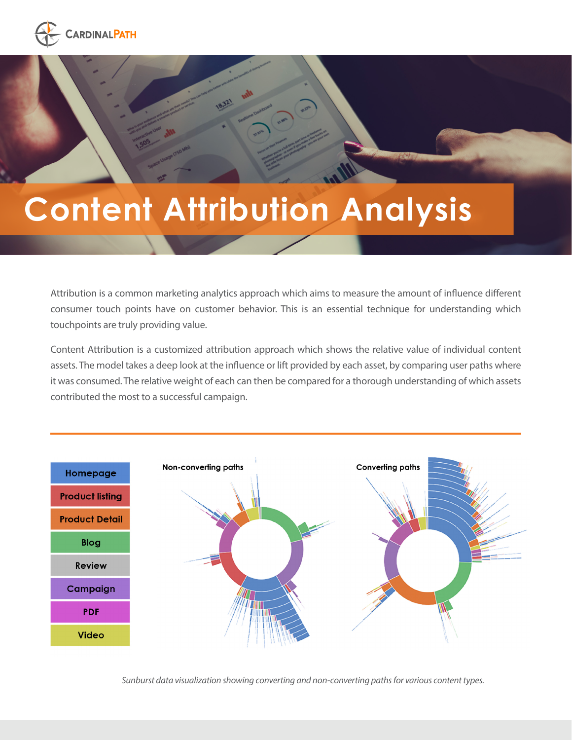# Content Attribution Analysis

Attribution is a common marketing analytics approach which aims to measure the amount of influence different consumer touch points have on customer behavior. This is an essential technique for understanding which touchpoints are truly providing value.

Content Attribution is a customized attribution approach which shows the relative value of individual content assets. The model takes a deep look at the influence or lift provided by each asset, by comparing user paths where it was consumed. The relative weight of each can then be compared for a thorough understanding of which assets contributed the most to a successful campaign.

- Homepage
- Product listing
- Product Detail
- Blog
- Review
- Campaign
- PDF
- Video

Non-converting paths

Converting paths

*Sunburst data visualization showing converting and non-converting paths for various content types.*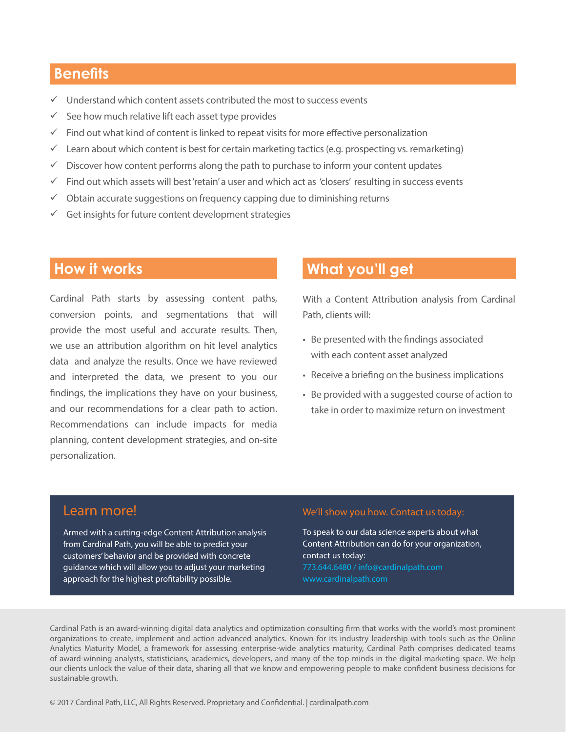## Benefits

- ✓ Understand which content assets contributed the most to success events
- ✓ See how much relative lift each asset type provides
- ✓ Find out what kind of content is linked to repeat visits for more effective personalization
- ✓ Learn about which content is best for certain marketing tactics (e.g. prospecting vs. remarketing)
- ✓ Discover how content performs along the path to purchase to inform your content updates
- ✓ Find out which assets will best 'retain' a user and which act as 'closers' resulting in success events
- ✓ Obtain accurate suggestions on frequency capping due to diminishing returns
- ✓ Get insights for future content development strategies

## How it works

Cardinal Path starts by assessing content paths, conversion points, and segmentations that will provide the most useful and accurate results. Then, we use an attribution algorithm on hit level analytics data and analyze the results. Once we have reviewed and interpreted the data, we present to you our findings, the implications they have on your business, and our recommendations for a clear path to action. Recommendations can include impacts for media planning, content development strategies, and on-site personalization.

## What you'll get

With a Content Attribution analysis from Cardinal Path, clients will:

- Be presented with the findings associated with each content asset analyzed
- Receive a briefing on the business implications
- Be provided with a suggested course of action to take in order to maximize return on investment

## Learn more!

Armed with a cutting-edge Content Attribution analysis from Cardinal Path, you will be able to predict your customers' behavior and be provided with concrete guidance which will allow you to adjust your marketing approach for the highest profitability possible.

### We'll show you how. Contact us today:

To speak to our data science experts about what Content Attribution can do for your organization, contact us today:
773.644.6480 / info@cardinalpath.com
www.cardinalpath.com

Cardinal Path is an award-winning digital data analytics and optimization consulting firm that works with the world's most prominent organizations to create, implement and action advanced analytics. Known for its industry leadership with tools such as the Online Analytics Maturity Model, a framework for assessing enterprise-wide analytics maturity, Cardinal Path comprises dedicated teams of award-winning analysts, statisticians, academics, developers, and many of the top minds in the digital marketing space. We help our clients unlock the value of their data, sharing all that we know and empowering people to make confident business decisions for sustainable growth.

© 2017 Cardinal Path, LLC, All Rights Reserved. Proprietary and Confidential. | cardinalpath.com